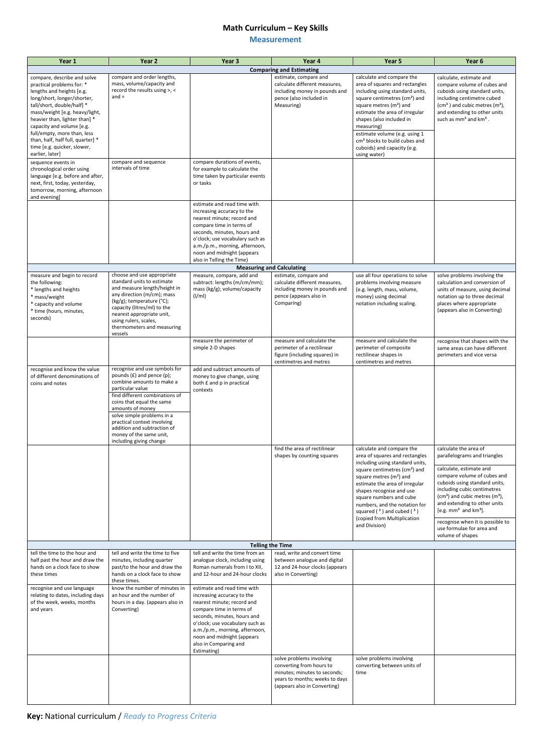# Math Curriculum – Key Skills

## Measurement

| Year 1 | Year 2 | Year 3 | Year 4 | Year 5 | Year 6 |
|---|---|---|---|---|---|
| **Comparing and Estimating** | | | | | |
| compare, describe and solve practical problems for: * lengths and heights [e.g. long/short, longer/shorter, tall/short, double/half] * mass/weight [e.g. heavy/light, heavier than, lighter than] * capacity and volume [e.g. full/empty, more than, less than, half, half full, quarter] * time [e.g. quicker, slower, earlier, later] | compare and order lengths, mass, volume/capacity and record the results using >, < and = | | estimate, compare and calculate different measures, including money in pounds and pence (also included in Measuring) | calculate and compare the area of squares and rectangles including using standard units, square centimetres ($cm^2$) and square metres ($m^2$) and estimate the area of irregular shapes (also included in measuring) estimate volume (e.g. using 1 $cm^3$ blocks to build cubes and cuboids) and capacity (e.g. using water) | calculate, estimate and compare volume of cubes and cuboids using standard units, including centimetre cubed ($cm^3$) and cubic metres ($m^3$), and extending to other units such as $mm^3$ and $km^3$. |
| sequence events in chronological order using language [e.g. before and after, next, first, today, yesterday, tomorrow, morning, afternoon and evening] | compare and sequence intervals of time | compare durations of events, for example to calculate the time taken by particular events or tasks | | | |
| | | estimate and read time with increasing accuracy to the nearest minute; record and compare time in terms of seconds, minutes, hours and o'clock; use vocabulary such as a.m./p.m., morning, afternoon, noon and midnight (appears also in Telling the Time) | | | |
| **Measuring and Calculating** | | | | | |
| measure and begin to record the following: * lengths and heights * mass/weight * capacity and volume * time (hours, minutes, seconds) | choose and use appropriate standard units to estimate and measure length/height in any direction (m/cm); mass (kg/g); temperature (°C); capacity (litres/ml) to the nearest appropriate unit, using rulers, scales, thermometers and measuring vessels | measure, compare, add and subtract: lengths (m/cm/mm); mass (kg/g); volume/capacity (l/ml) | estimate, compare and calculate different measures, including money in pounds and pence (appears also in Comparing) | use all four operations to solve problems involving measure (e.g. length, mass, volume, money) using decimal notation including scaling. | solve problems involving the calculation and conversion of units of measure, using decimal notation up to three decimal places where appropriate (appears also in Converting) |
| | | measure the perimeter of simple 2-D shapes | measure and calculate the perimeter of a rectilinear figure (including squares) in centimetres and metres | measure and calculate the perimeter of composite rectilinear shapes in centimetres and metres | recognise that shapes with the same areas can have different perimeters and vice versa |
| recognise and know the value of different denominations of coins and notes | recognise and use symbols for pounds (£) and pence (p); combine amounts to make a particular value find different combinations of coins that equal the same amounts of money solve simple problems in a practical context involving addition and subtraction of money of the same unit, including giving change | add and subtract amounts of money to give change, using both £ and p in practical contexts | | | |
| | | | find the area of rectilinear shapes by counting squares | calculate and compare the area of squares and rectangles including using standard units, square centimetres ($cm^2$) and square metres ($m^2$) and estimate the area of irregular shapes recognise and use square numbers and cube numbers, and the notation for squared ($^2$) and cubed ($^3$) (copied from Multiplication and Division) | calculate the area of parallelograms and triangles calculate, estimate and compare volume of cubes and cuboids using standard units, including cubic centimetres ($cm^3$) and cubic metres ($m^3$), and extending to other units [e.g. $mm^3$ and $km^3$]. recognise when it is possible to use formulae for area and volume of shapes |
| **Telling the Time** | | | | | |
| tell the time to the hour and half past the hour and draw the hands on a clock face to show these times | tell and write the time to five minutes, including quarter past/to the hour and draw the hands on a clock face to show these times. | tell and write the time from an analogue clock, including using Roman numerals from I to XII, and 12-hour and 24-hour clocks | read, write and convert time between analogue and digital 12 and 24-hour clocks (appears also in Converting) | | |
| recognise and use language relating to dates, including days of the week, weeks, months and years | know the number of minutes in an hour and the number of hours in a day. (appears also in Converting) | estimate and read time with increasing accuracy to the nearest minute; record and compare time in terms of seconds, minutes, hours and o'clock; use vocabulary such as a.m./p.m., morning, afternoon, noon and midnight (appears also in Comparing and Estimating) | | | |
| | | | solve problems involving converting from hours to minutes; minutes to seconds; years to months; weeks to days (appears also in Converting) | solve problems involving converting between units of time | |

**Key:** National curriculum / *Ready to Progress Criteria*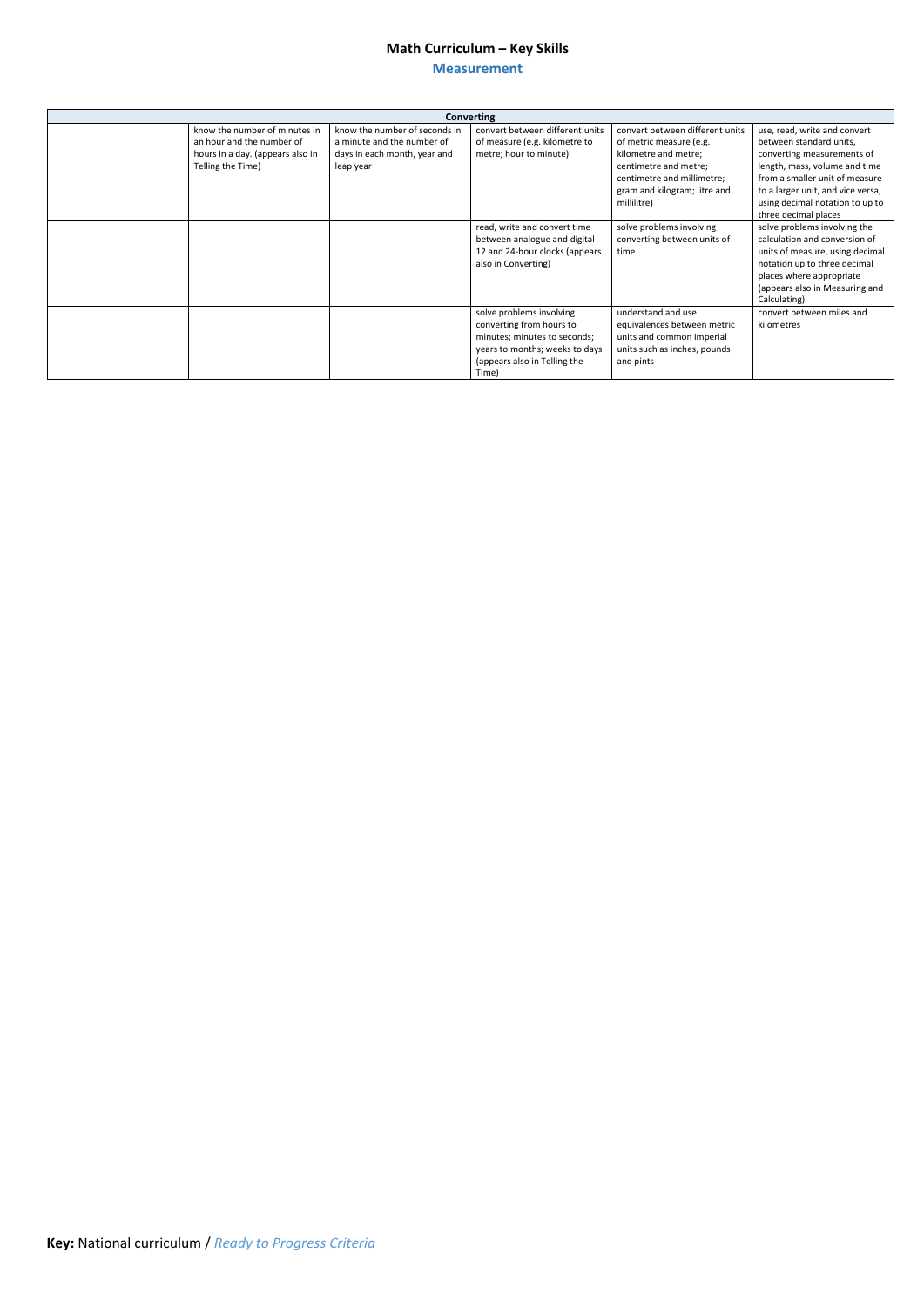# Math Curriculum – Key Skills

## Measurement

| Converting | | | | | |
|---|---|---|---|---|---|
| | know the number of minutes in an hour and the number of hours in a day. (appears also in Telling the Time) | know the number of seconds in a minute and the number of days in each month, year and leap year | convert between different units of measure (e.g. kilometre to metre; hour to minute) | convert between different units of metric measure (e.g. kilometre and metre; centimetre and metre; centimetre and millimetre; gram and kilogram; litre and millilitre) | use, read, write and convert between standard units, converting measurements of length, mass, volume and time from a smaller unit of measure to a larger unit, and vice versa, using decimal notation to up to three decimal places |
| | | | read, write and convert time between analogue and digital 12 and 24-hour clocks (appears also in Converting) | solve problems involving converting between units of time | solve problems involving the calculation and conversion of units of measure, using decimal notation up to three decimal places where appropriate (appears also in Measuring and Calculating) |
| | | | solve problems involving converting from hours to minutes; minutes to seconds; years to months; weeks to days (appears also in Telling the Time) | understand and use equivalences between metric units and common imperial units such as inches, pounds and pints | convert between miles and kilometres |

**Key:** National curriculum / *Ready to Progress Criteria*